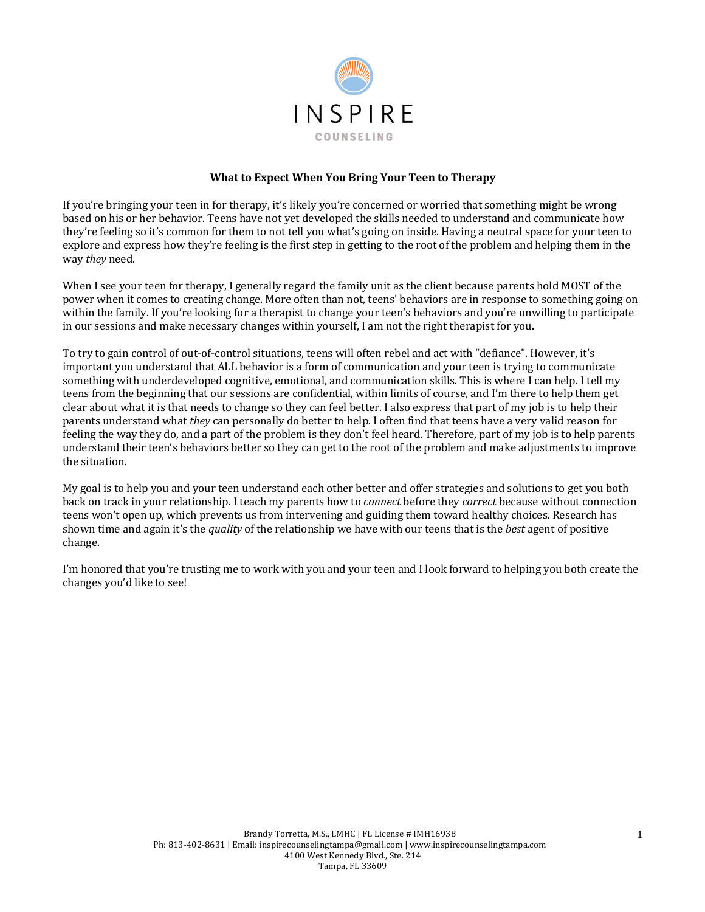INSPIRE

COUNSELING

**What to Expect When You Bring Your Teen to Therapy**

If you're bringing your teen in for therapy, it's likely you're concerned or worried that something might be wrong based on his or her behavior. Teens have not yet developed the skills needed to understand and communicate how they're feeling so it's common for them to not tell you what's going on inside. Having a neutral space for your teen to explore and express how they're feeling is the first step in getting to the root of the problem and helping them in the way *they* need.

When I see your teen for therapy, I generally regard the family unit as the client because parents hold MOST of the power when it comes to creating change. More often than not, teens' behaviors are in response to something going on within the family. If you're looking for a therapist to change your teen's behaviors and you're unwilling to participate in our sessions and make necessary changes within yourself, I am not the right therapist for you.

To try to gain control of out-of-control situations, teens will often rebel and act with "defiance". However, it's important you understand that ALL behavior is a form of communication and your teen is trying to communicate something with underdeveloped cognitive, emotional, and communication skills. This is where I can help. I tell my teens from the beginning that our sessions are confidential, within limits of course, and I'm there to help them get clear about what it is that needs to change so they can feel better. I also express that part of my job is to help their parents understand what *they* can personally do better to help. I often find that teens have a very valid reason for feeling the way they do, and a part of the problem is they don't feel heard. Therefore, part of my job is to help parents understand their teen's behaviors better so they can get to the root of the problem and make adjustments to improve the situation.

My goal is to help you and your teen understand each other better and offer strategies and solutions to get you both back on track in your relationship. I teach my parents how to *connect* before they *correct* because without connection teens won't open up, which prevents us from intervening and guiding them toward healthy choices. Research has shown time and again it's the *quality* of the relationship we have with our teens that is the *best* agent of positive change.

I'm honored that you're trusting me to work with you and your teen and I look forward to helping you both create the changes you'd like to see!

Brandy Torretta, M.S., LMHC | FL License # IMH16938
Ph: 813-402-8631 | Email: inspirecounselingtampa@gmail.com | www.inspirecounselingtampa.com
4100 West Kennedy Blvd., Ste. 214
Tampa, FL 33609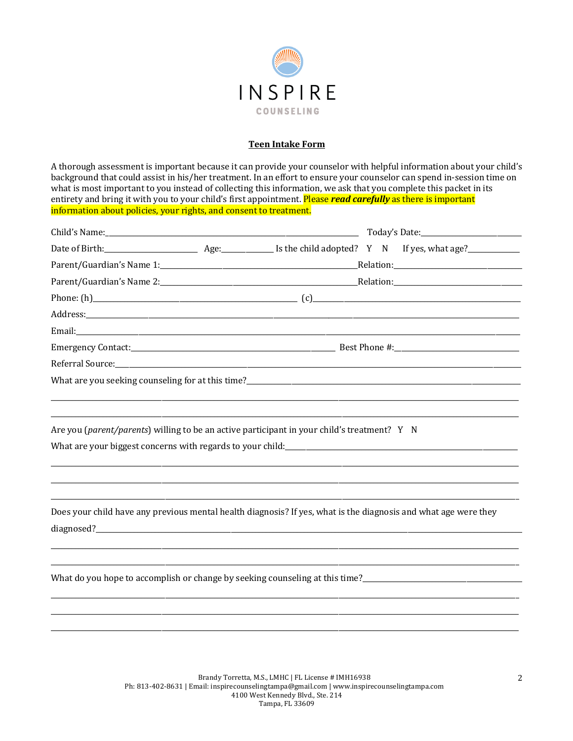INSPIRE

COUNSELING

**Teen Intake Form**

A thorough assessment is important because it can provide your counselor with helpful information about your child's background that could assist in his/her treatment. In an effort to ensure your counselor can spend in-session time on what is most important to you instead of collecting this information, we ask that you complete this packet in its entirety and bring it with you to your child's first appointment. Please ***read carefully*** as there is important information about policies, your rights, and consent to treatment.

Child's Name:____________________________________________ Today's Date:____________________

Date of Birth:__________________ Age:__________ Is the child adopted? Y N If yes, what age?__________

Parent/Guardian's Name 1:____________________________________Relation:________________________

Parent/Guardian's Name 2:____________________________________Relation:________________________

Phone: (h)______________________________________ (c)________________________________________

Address:_________________________________________________________________________________

Email:___________________________________________________________________________________

Emergency Contact:_________________________________ Best Phone #:_________________________

Referral Source:___________________________________________________________________________

What are you seeking counseling for at this time?____________________________________________

_________________________________________________________________________________________

_________________________________________________________________________________________

Are you (*parent/parents*) willing to be an active participant in your child's treatment? Y N

What are your biggest concerns with regards to your child:______________________________________

_________________________________________________________________________________________

_________________________________________________________________________________________

_________________________________________________________________________________________

Does your child have any previous mental health diagnosis? If yes, what is the diagnosis and what age were they diagnosed?_______________________________________________________________________________

_________________________________________________________________________________________

_________________________________________________________________________________________

What do you hope to accomplish or change by seeking counseling at this time?_____________________

_________________________________________________________________________________________

_________________________________________________________________________________________

_________________________________________________________________________________________

Brandy Torretta, M.S., LMHC | FL License # IMH16938
Ph: 813-402-8631 | Email: inspirecounselingtampa@gmail.com | www.inspirecounselingtampa.com
4100 West Kennedy Blvd., Ste. 214
Tampa, FL 33609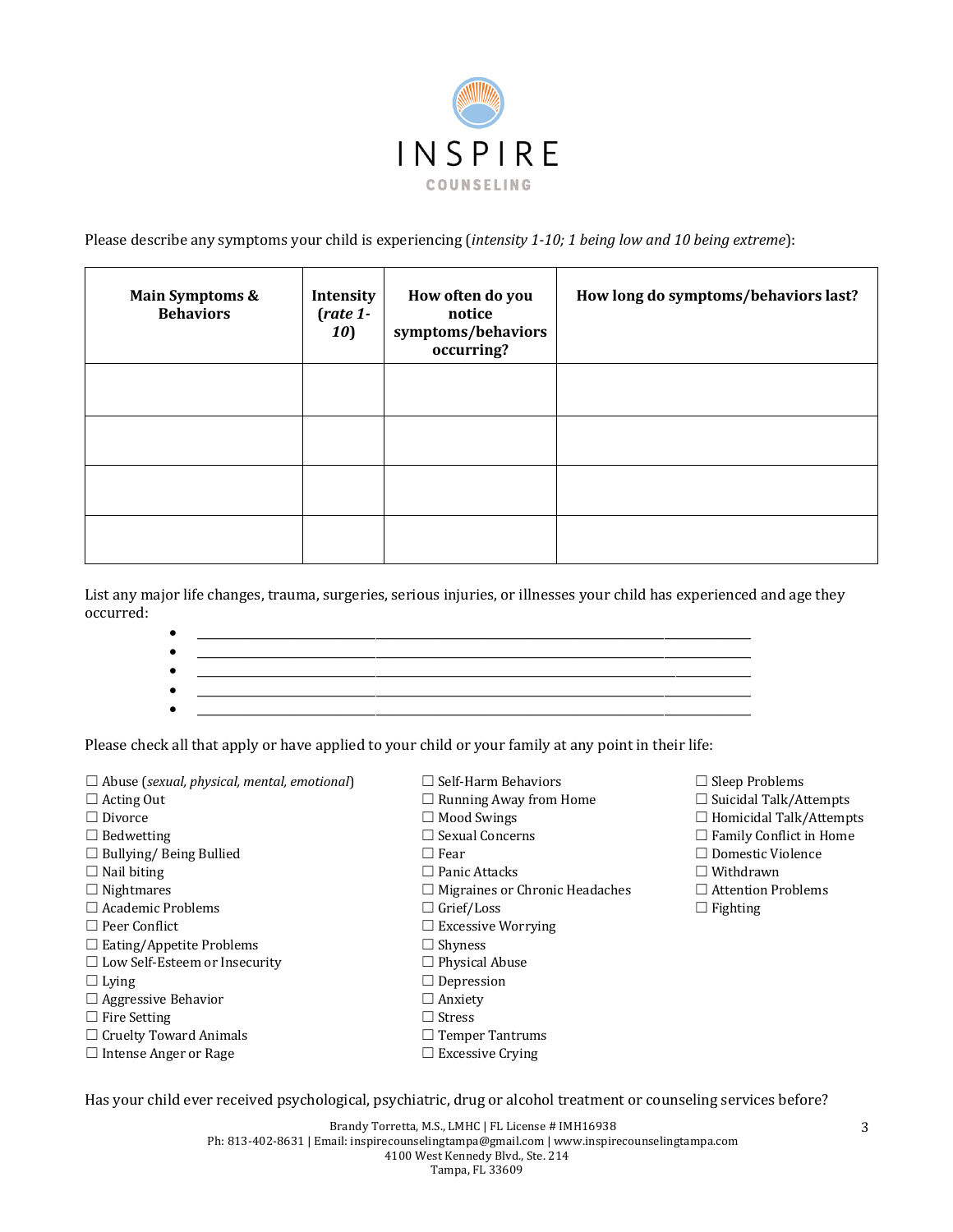Please describe any symptoms your child is experiencing (*intensity 1-10; 1 being low and 10 being extreme*):

| **Main Symptoms & Behaviors** | **Intensity (*rate 1-10*)** | **How often do you notice symptoms/behaviors occurring?** | **How long do symptoms/behaviors last?** |
|---|---|---|---|
| | | | |
| | | | |
| | | | |
| | | | |

List any major life changes, trauma, surgeries, serious injuries, or illnesses your child has experienced and age they occurred:

- ______________________________________________________________
- ______________________________________________________________
- ______________________________________________________________
- ______________________________________________________________
- ______________________________________________________________

Please check all that apply or have applied to your child or your family at any point in their life:

☐ Abuse (*sexual, physical, mental, emotional*)
☐ Acting Out
☐ Divorce
☐ Bedwetting
☐ Bullying/ Being Bullied
☐ Nail biting
☐ Nightmares
☐ Academic Problems
☐ Peer Conflict
☐ Eating/Appetite Problems
☐ Low Self-Esteem or Insecurity
☐ Lying
☐ Aggressive Behavior
☐ Fire Setting
☐ Cruelty Toward Animals
☐ Intense Anger or Rage
☐ Self-Harm Behaviors
☐ Running Away from Home
☐ Mood Swings
☐ Sexual Concerns
☐ Fear
☐ Panic Attacks
☐ Migraines or Chronic Headaches
☐ Grief/Loss
☐ Excessive Worrying
☐ Shyness
☐ Physical Abuse
☐ Depression
☐ Anxiety
☐ Stress
☐ Temper Tantrums
☐ Excessive Crying
☐ Sleep Problems
☐ Suicidal Talk/Attempts
☐ Homicidal Talk/Attempts
☐ Family Conflict in Home
☐ Domestic Violence
☐ Withdrawn
☐ Attention Problems
☐ Fighting

Has your child ever received psychological, psychiatric, drug or alcohol treatment or counseling services before?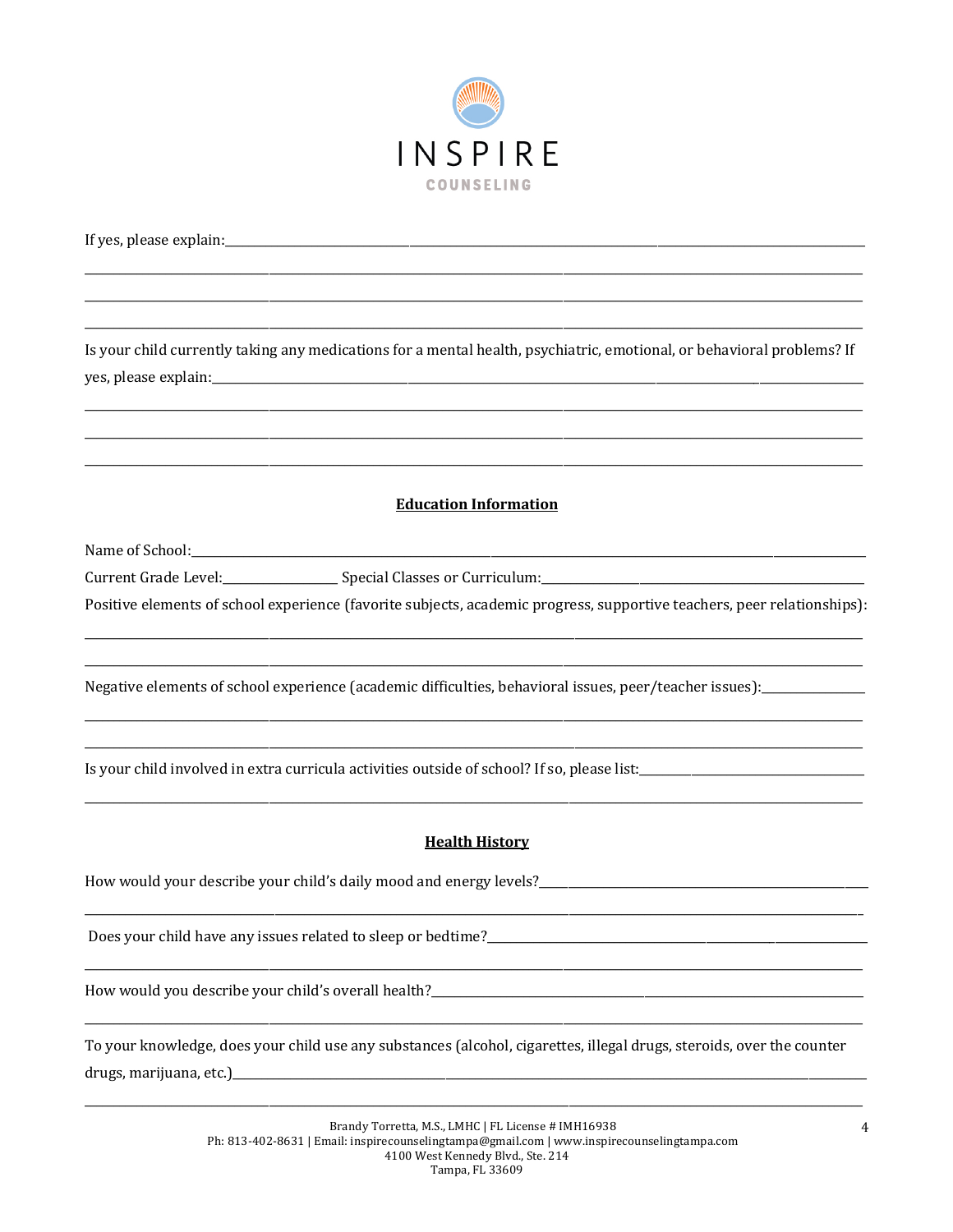If yes, please explain:____________________________________________________________________________

____________________________________________________________________________________________

____________________________________________________________________________________________

____________________________________________________________________________________________

Is your child currently taking any medications for a mental health, psychiatric, emotional, or behavioral problems? If yes, please explain:______________________________________________________________________

____________________________________________________________________________________________

____________________________________________________________________________________________

____________________________________________________________________________________________

## Education Information

Name of School:_______________________________________________________________________________

Current Grade Level:_______________ Special Classes or Curriculum:____________________________________

Positive elements of school experience (favorite subjects, academic progress, supportive teachers, peer relationships):

____________________________________________________________________________________________

____________________________________________________________________________________________

Negative elements of school experience (academic difficulties, behavioral issues, peer/teacher issues):______________

____________________________________________________________________________________________

____________________________________________________________________________________________

Is your child involved in extra curricula activities outside of school? If so, please list:_____________________________

____________________________________________________________________________________________

## Health History

How would your describe your child's daily mood and energy levels?_______________________________________

____________________________________________________________________________________________

Does your child have any issues related to sleep or bedtime?_____________________________________________

____________________________________________________________________________________________

How would you describe your child's overall health?___________________________________________________

____________________________________________________________________________________________

To your knowledge, does your child use any substances (alcohol, cigarettes, illegal drugs, steroids, over the counter drugs, marijuana, etc.)_________________________________________________________________________

____________________________________________________________________________________________

Brandy Torretta, M.S., LMHC | FL License # IMH16938
Ph: 813-402-8631 | Email: inspirecounselingtampa@gmail.com | www.inspirecounselingtampa.com
4100 West Kennedy Blvd., Ste. 214
Tampa, FL 33609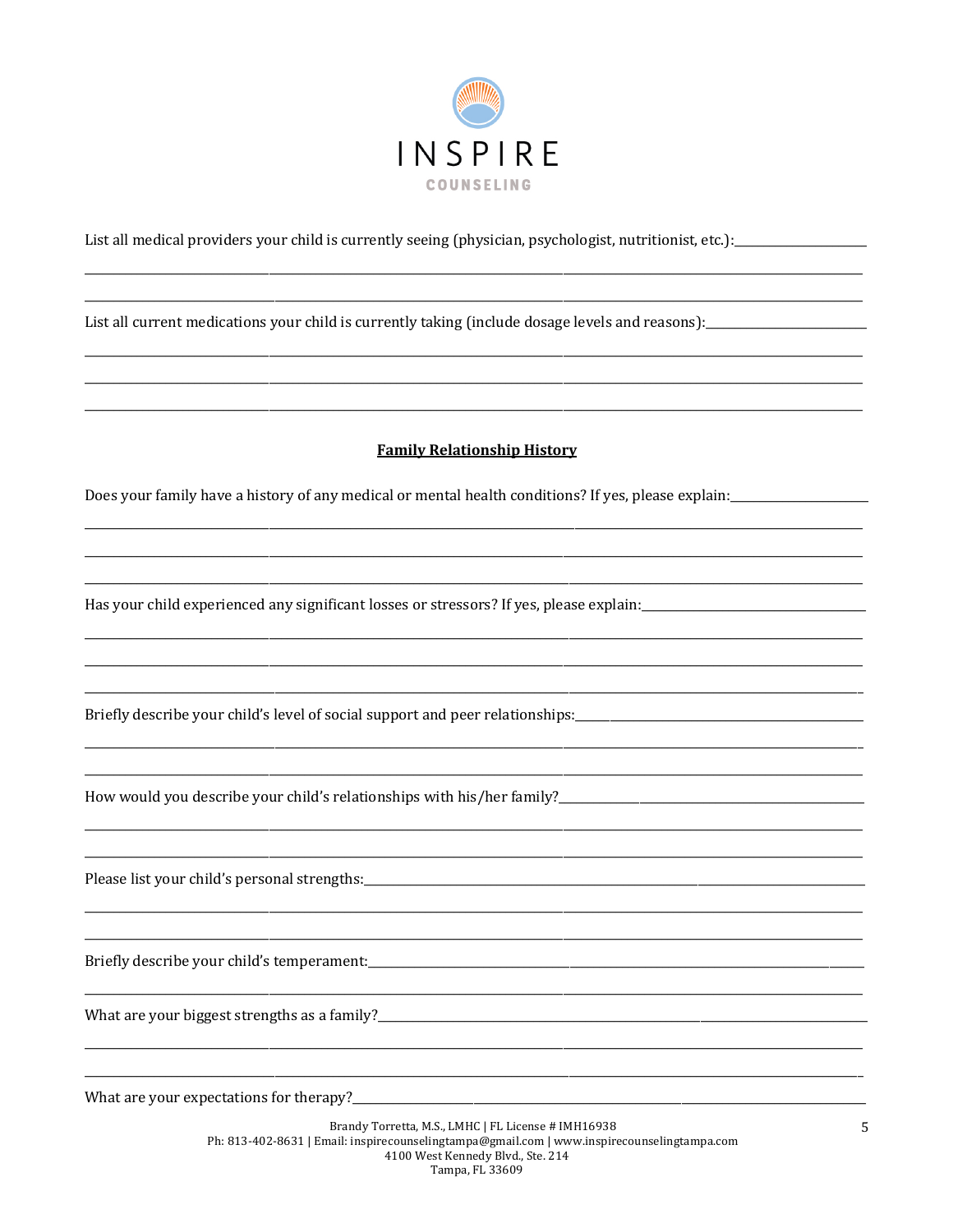List all medical providers your child is currently seeing (physician, psychologist, nutritionist, etc.):____________________

________________________________________________________________________________________________________

________________________________________________________________________________________________________

List all current medications your child is currently taking (include dosage levels and reasons):_________________________

________________________________________________________________________________________________________

________________________________________________________________________________________________________

________________________________________________________________________________________________________

**Family Relationship History**

Does your family have a history of any medical or mental health conditions? If yes, please explain:_____________________

________________________________________________________________________________________________________

________________________________________________________________________________________________________

________________________________________________________________________________________________________

Has your child experienced any significant losses or stressors? If yes, please explain:__________________________________

________________________________________________________________________________________________________

________________________________________________________________________________________________________

________________________________________________________________________________________________________

Briefly describe your child's level of social support and peer relationships:__________________________________________

________________________________________________________________________________________________________

________________________________________________________________________________________________________

How would you describe your child's relationships with his/her family?_____________________________________________

________________________________________________________________________________________________________

________________________________________________________________________________________________________

Please list your child's personal strengths:___________________________________________________________________

________________________________________________________________________________________________________

________________________________________________________________________________________________________

Briefly describe your child's temperament:___________________________________________________________________

________________________________________________________________________________________________________

What are your biggest strengths as a family?_________________________________________________________________

________________________________________________________________________________________________________

________________________________________________________________________________________________________

What are your expectations for therapy?_____________________________________________________________________

Brandy Torretta, M.S., LMHC | FL License # IMH16938
Ph: 813-402-8631 | Email: inspirecounselingtampa@gmail.com | www.inspirecounselingtampa.com
4100 West Kennedy Blvd., Ste. 214
Tampa, FL 33609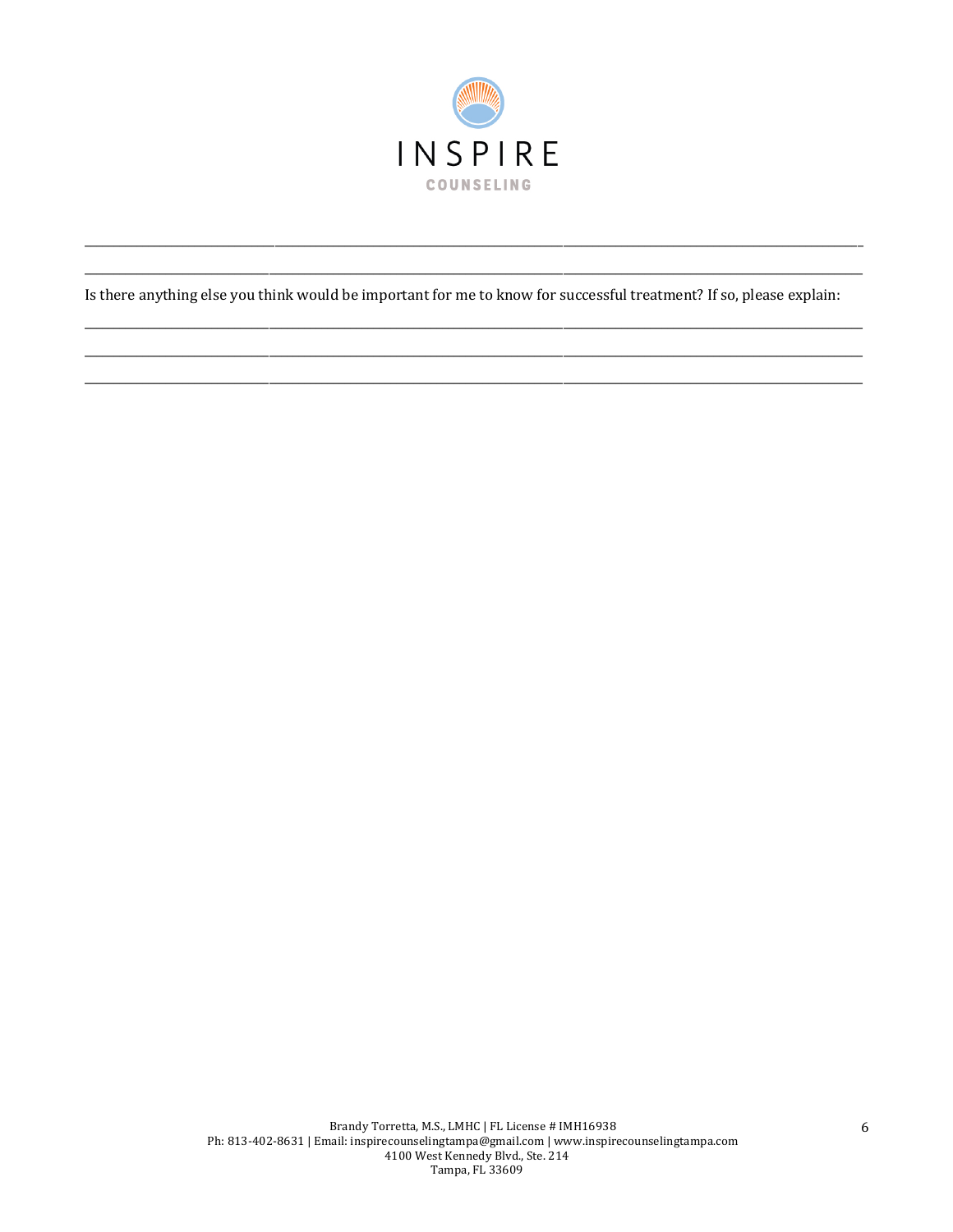\_\_\_\_\_\_\_\_\_\_\_\_\_\_\_\_\_\_\_\_\_\_\_\_\_\_\_\_\_\_\_\_\_\_\_\_\_\_\_\_\_\_\_\_\_\_\_\_\_\_\_\_\_\_\_\_\_\_\_\_\_\_\_\_\_\_\_\_\_\_\_\_\_\_\_\_\_\_\_\_\_\_\_\_

\_\_\_\_\_\_\_\_\_\_\_\_\_\_\_\_\_\_\_\_\_\_\_\_\_\_\_\_\_\_\_\_\_\_\_\_\_\_\_\_\_\_\_\_\_\_\_\_\_\_\_\_\_\_\_\_\_\_\_\_\_\_\_\_\_\_\_\_\_\_\_\_\_\_\_\_\_\_\_\_\_\_\_\_

Is there anything else you think would be important for me to know for successful treatment? If so, please explain:

\_\_\_\_\_\_\_\_\_\_\_\_\_\_\_\_\_\_\_\_\_\_\_\_\_\_\_\_\_\_\_\_\_\_\_\_\_\_\_\_\_\_\_\_\_\_\_\_\_\_\_\_\_\_\_\_\_\_\_\_\_\_\_\_\_\_\_\_\_\_\_\_\_\_\_\_\_\_\_\_\_\_\_\_

\_\_\_\_\_\_\_\_\_\_\_\_\_\_\_\_\_\_\_\_\_\_\_\_\_\_\_\_\_\_\_\_\_\_\_\_\_\_\_\_\_\_\_\_\_\_\_\_\_\_\_\_\_\_\_\_\_\_\_\_\_\_\_\_\_\_\_\_\_\_\_\_\_\_\_\_\_\_\_\_\_\_\_\_

\_\_\_\_\_\_\_\_\_\_\_\_\_\_\_\_\_\_\_\_\_\_\_\_\_\_\_\_\_\_\_\_\_\_\_\_\_\_\_\_\_\_\_\_\_\_\_\_\_\_\_\_\_\_\_\_\_\_\_\_\_\_\_\_\_\_\_\_\_\_\_\_\_\_\_\_\_\_\_\_\_\_\_\_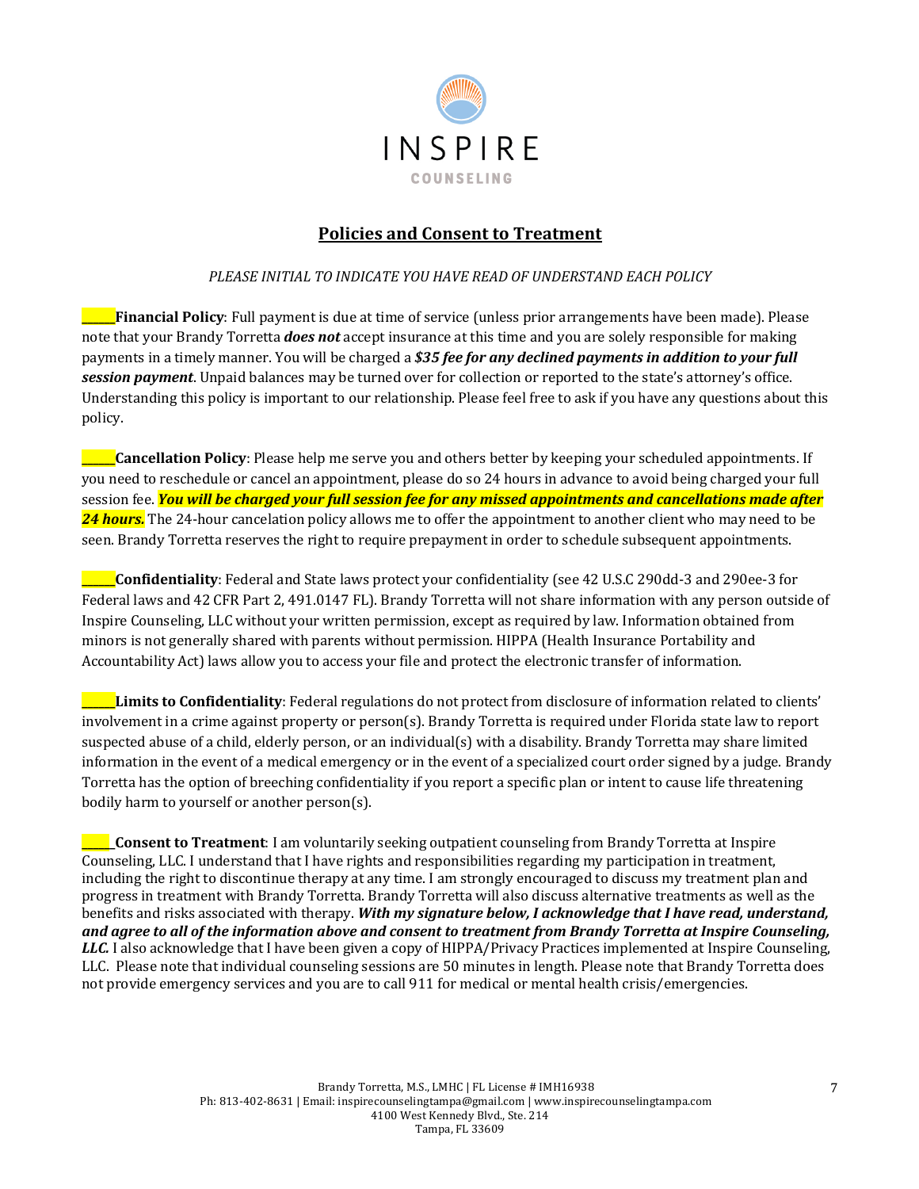INSPIRE
COUNSELING

## Policies and Consent to Treatment

*PLEASE INITIAL TO INDICATE YOU HAVE READ OF UNDERSTAND EACH POLICY*

_____**Financial Policy**: Full payment is due at time of service (unless prior arrangements have been made). Please note that your Brandy Torretta ***does not*** accept insurance at this time and you are solely responsible for making payments in a timely manner. You will be charged a ***$35 fee for any declined payments in addition to your full session payment***. Unpaid balances may be turned over for collection or reported to the state's attorney's office. Understanding this policy is important to our relationship. Please feel free to ask if you have any questions about this policy.

_____**Cancellation Policy**: Please help me serve you and others better by keeping your scheduled appointments. If you need to reschedule or cancel an appointment, please do so 24 hours in advance to avoid being charged your full session fee. ***You will be charged your full session fee for any missed appointments and cancellations made after 24 hours.*** The 24-hour cancelation policy allows me to offer the appointment to another client who may need to be seen. Brandy Torretta reserves the right to require prepayment in order to schedule subsequent appointments.

_____**Confidentiality**: Federal and State laws protect your confidentiality (see 42 U.S.C 290dd-3 and 290ee-3 for Federal laws and 42 CFR Part 2, 491.0147 FL). Brandy Torretta will not share information with any person outside of Inspire Counseling, LLC without your written permission, except as required by law. Information obtained from minors is not generally shared with parents without permission. HIPPA (Health Insurance Portability and Accountability Act) laws allow you to access your file and protect the electronic transfer of information.

_____**Limits to Confidentiality**: Federal regulations do not protect from disclosure of information related to clients' involvement in a crime against property or person(s). Brandy Torretta is required under Florida state law to report suspected abuse of a child, elderly person, or an individual(s) with a disability. Brandy Torretta may share limited information in the event of a medical emergency or in the event of a specialized court order signed by a judge. Brandy Torretta has the option of breeching confidentiality if you report a specific plan or intent to cause life threatening bodily harm to yourself or another person(s).

_____**Consent to Treatment**: I am voluntarily seeking outpatient counseling from Brandy Torretta at Inspire Counseling, LLC. I understand that I have rights and responsibilities regarding my participation in treatment, including the right to discontinue therapy at any time. I am strongly encouraged to discuss my treatment plan and progress in treatment with Brandy Torretta. Brandy Torretta will also discuss alternative treatments as well as the benefits and risks associated with therapy. ***With my signature below, I acknowledge that I have read, understand, and agree to all of the information above and consent to treatment from Brandy Torretta at Inspire Counseling, LLC.*** I also acknowledge that I have been given a copy of HIPPA/Privacy Practices implemented at Inspire Counseling, LLC. Please note that individual counseling sessions are 50 minutes in length. Please note that Brandy Torretta does not provide emergency services and you are to call 911 for medical or mental health crisis/emergencies.

Brandy Torretta, M.S., LMHC | FL License # IMH16938
Ph: 813-402-8631 | Email: inspirecounselingtampa@gmail.com | www.inspirecounselingtampa.com
4100 West Kennedy Blvd., Ste. 214
Tampa, FL 33609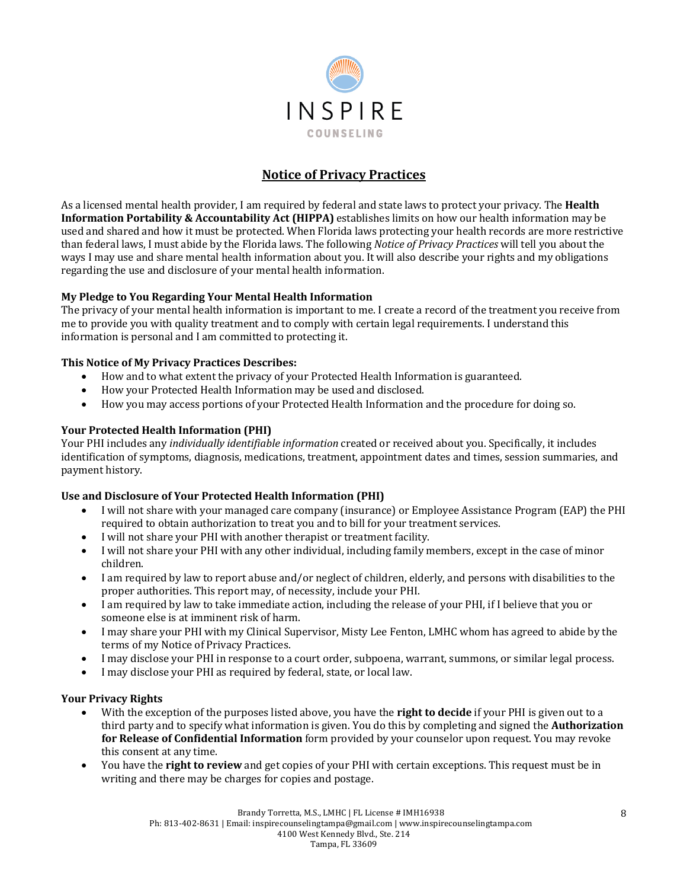INSPIRE

COUNSELING

# Notice of Privacy Practices

As a licensed mental health provider, I am required by federal and state laws to protect your privacy. The **Health Information Portability & Accountability Act (HIPPA)** establishes limits on how our health information may be used and shared and how it must be protected. When Florida laws protecting your health records are more restrictive than federal laws, I must abide by the Florida laws. The following *Notice of Privacy Practices* will tell you about the ways I may use and share mental health information about you. It will also describe your rights and my obligations regarding the use and disclosure of your mental health information.

**My Pledge to You Regarding Your Mental Health Information**

The privacy of your mental health information is important to me. I create a record of the treatment you receive from me to provide you with quality treatment and to comply with certain legal requirements. I understand this information is personal and I am committed to protecting it.

**This Notice of My Privacy Practices Describes:**

- How and to what extent the privacy of your Protected Health Information is guaranteed.
- How your Protected Health Information may be used and disclosed.
- How you may access portions of your Protected Health Information and the procedure for doing so.

**Your Protected Health Information (PHI)**

Your PHI includes any *individually identifiable information* created or received about you. Specifically, it includes identification of symptoms, diagnosis, medications, treatment, appointment dates and times, session summaries, and payment history.

**Use and Disclosure of Your Protected Health Information (PHI)**

- I will not share with your managed care company (insurance) or Employee Assistance Program (EAP) the PHI required to obtain authorization to treat you and to bill for your treatment services.
- I will not share your PHI with another therapist or treatment facility.
- I will not share your PHI with any other individual, including family members, except in the case of minor children.
- I am required by law to report abuse and/or neglect of children, elderly, and persons with disabilities to the proper authorities. This report may, of necessity, include your PHI.
- I am required by law to take immediate action, including the release of your PHI, if I believe that you or someone else is at imminent risk of harm.
- I may share your PHI with my Clinical Supervisor, Misty Lee Fenton, LMHC whom has agreed to abide by the terms of my Notice of Privacy Practices.
- I may disclose your PHI in response to a court order, subpoena, warrant, summons, or similar legal process.
- I may disclose your PHI as required by federal, state, or local law.

**Your Privacy Rights**

- With the exception of the purposes listed above, you have the **right to decide** if your PHI is given out to a third party and to specify what information is given. You do this by completing and signed the **Authorization for Release of Confidential Information** form provided by your counselor upon request. You may revoke this consent at any time.
- You have the **right to review** and get copies of your PHI with certain exceptions. This request must be in writing and there may be charges for copies and postage.

Brandy Torretta, M.S., LMHC | FL License # IMH16938
Ph: 813-402-8631 | Email: inspirecounselingtampa@gmail.com | www.inspirecounselingtampa.com
4100 West Kennedy Blvd., Ste. 214
Tampa, FL 33609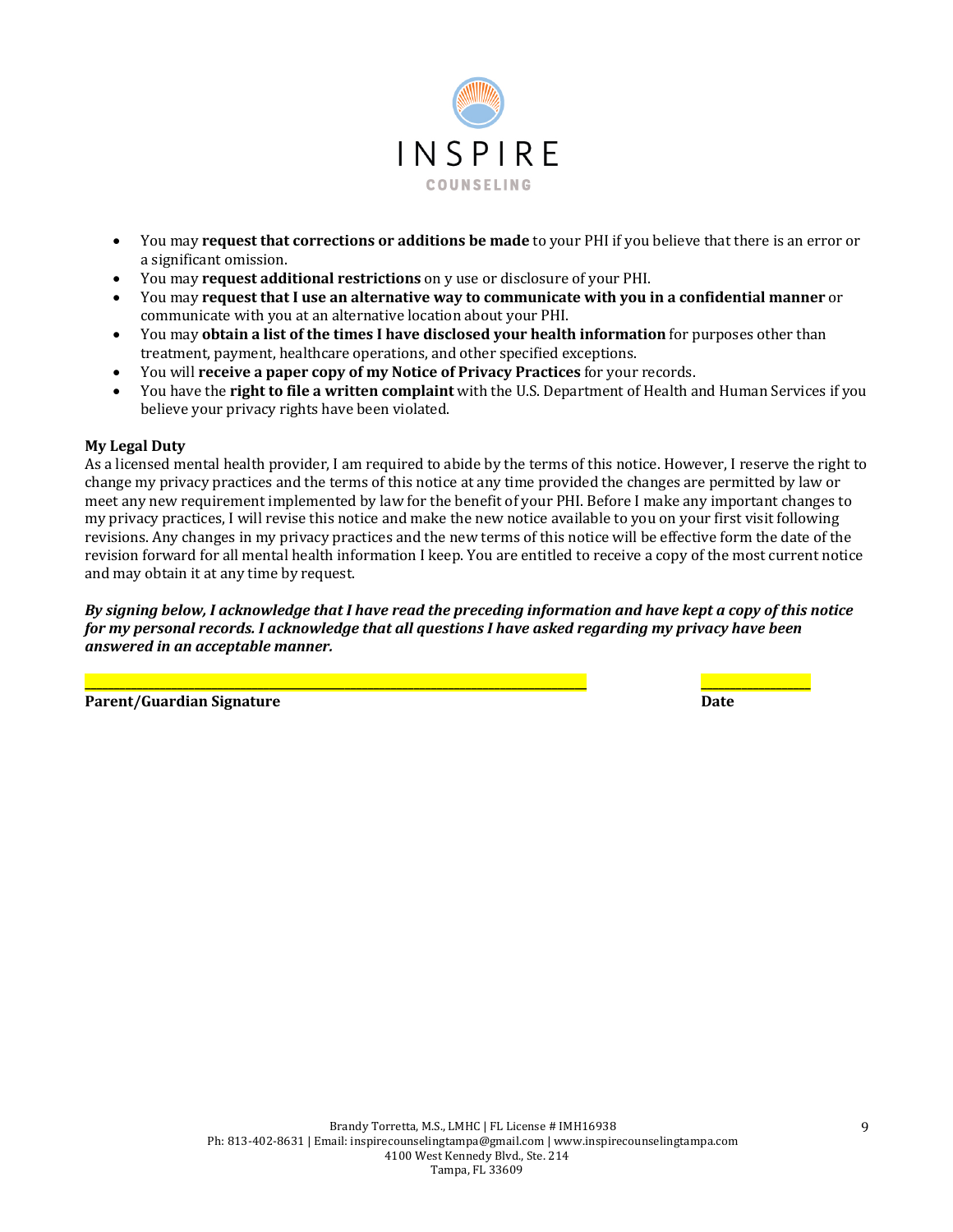- You may **request that corrections or additions be made** to your PHI if you believe that there is an error or a significant omission.
- You may **request additional restrictions** on y use or disclosure of your PHI.
- You may **request that I use an alternative way to communicate with you in a confidential manner** or communicate with you at an alternative location about your PHI.
- You may **obtain a list of the times I have disclosed your health information** for purposes other than treatment, payment, healthcare operations, and other specified exceptions.
- You will **receive a paper copy of my Notice of Privacy Practices** for your records.
- You have the **right to file a written complaint** with the U.S. Department of Health and Human Services if you believe your privacy rights have been violated.

**My Legal Duty**

As a licensed mental health provider, I am required to abide by the terms of this notice. However, I reserve the right to change my privacy practices and the terms of this notice at any time provided the changes are permitted by law or meet any new requirement implemented by law for the benefit of your PHI. Before I make any important changes to my privacy practices, I will revise this notice and make the new notice available to you on your first visit following revisions. Any changes in my privacy practices and the new terms of this notice will be effective form the date of the revision forward for all mental health information I keep. You are entitled to receive a copy of the most current notice and may obtain it at any time by request.

***By signing below, I acknowledge that I have read the preceding information and have kept a copy of this notice for my personal records. I acknowledge that all questions I have asked regarding my privacy have been answered in an acceptable manner.***

_______________________________________________ ____________

**Parent/Guardian Signature** **Date**

Brandy Torretta, M.S., LMHC | FL License # IMH16938
Ph: 813-402-8631 | Email: inspirecounselingtampa@gmail.com | www.inspirecounselingtampa.com
4100 West Kennedy Blvd., Ste. 214
Tampa, FL 33609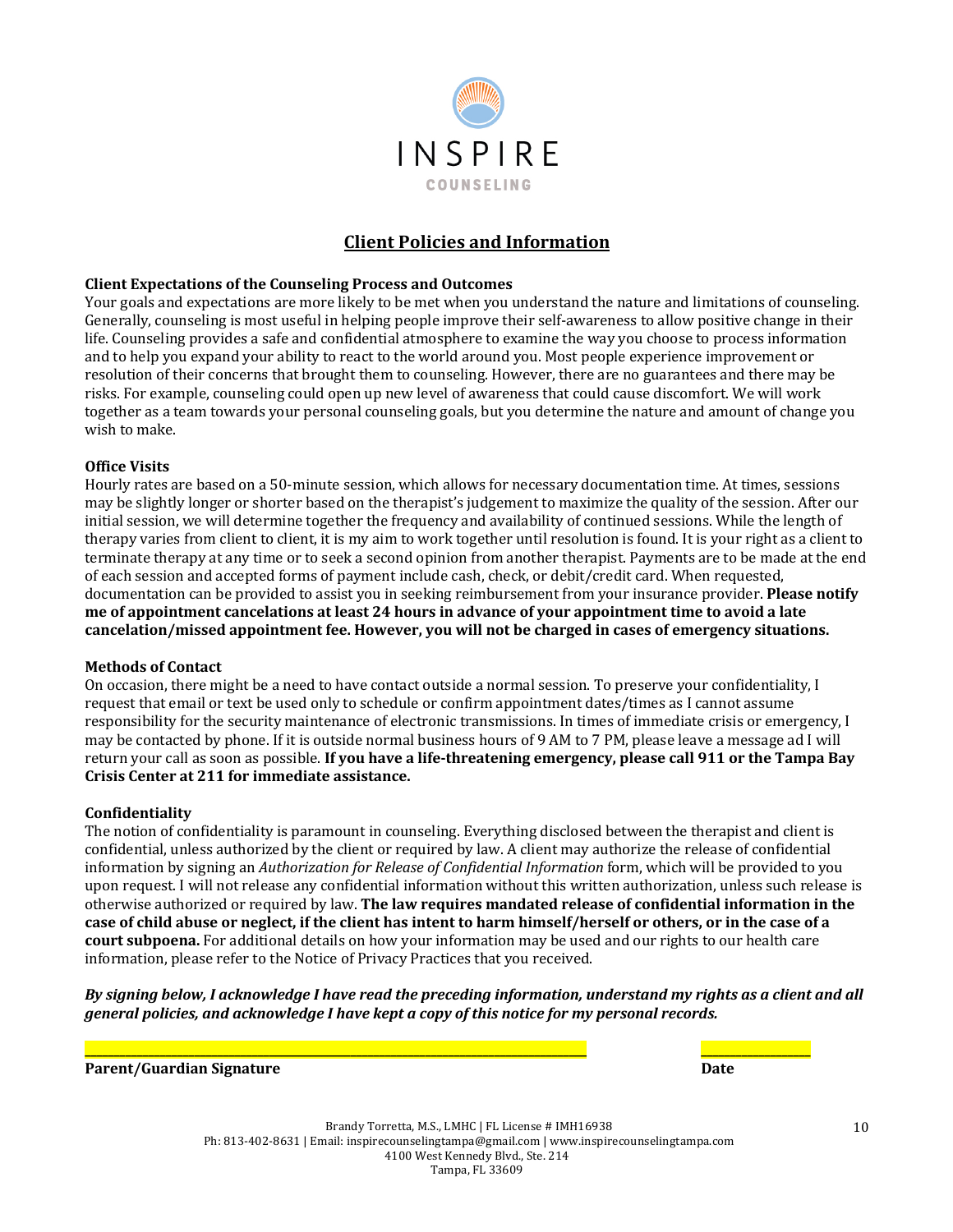INSPIRE

COUNSELING

## Client Policies and Information

**Client Expectations of the Counseling Process and Outcomes**
Your goals and expectations are more likely to be met when you understand the nature and limitations of counseling. Generally, counseling is most useful in helping people improve their self-awareness to allow positive change in their life. Counseling provides a safe and confidential atmosphere to examine the way you choose to process information and to help you expand your ability to react to the world around you. Most people experience improvement or resolution of their concerns that brought them to counseling. However, there are no guarantees and there may be risks. For example, counseling could open up new level of awareness that could cause discomfort. We will work together as a team towards your personal counseling goals, but you determine the nature and amount of change you wish to make.

**Office Visits**
Hourly rates are based on a 50-minute session, which allows for necessary documentation time. At times, sessions may be slightly longer or shorter based on the therapist's judgement to maximize the quality of the session. After our initial session, we will determine together the frequency and availability of continued sessions. While the length of therapy varies from client to client, it is my aim to work together until resolution is found. It is your right as a client to terminate therapy at any time or to seek a second opinion from another therapist. Payments are to be made at the end of each session and accepted forms of payment include cash, check, or debit/credit card. When requested, documentation can be provided to assist you in seeking reimbursement from your insurance provider. **Please notify me of appointment cancelations at least 24 hours in advance of your appointment time to avoid a late cancelation/missed appointment fee. However, you will not be charged in cases of emergency situations.**

**Methods of Contact**
On occasion, there might be a need to have contact outside a normal session. To preserve your confidentiality, I request that email or text be used only to schedule or confirm appointment dates/times as I cannot assume responsibility for the security maintenance of electronic transmissions. In times of immediate crisis or emergency, I may be contacted by phone. If it is outside normal business hours of 9 AM to 7 PM, please leave a message ad I will return your call as soon as possible. **If you have a life-threatening emergency, please call 911 or the Tampa Bay Crisis Center at 211 for immediate assistance.**

**Confidentiality**
The notion of confidentiality is paramount in counseling. Everything disclosed between the therapist and client is confidential, unless authorized by the client or required by law. A client may authorize the release of confidential information by signing an *Authorization for Release of Confidential Information* form, which will be provided to you upon request. I will not release any confidential information without this written authorization, unless such release is otherwise authorized or required by law. **The law requires mandated release of confidential information in the case of child abuse or neglect, if the client has intent to harm himself/herself or others, or in the case of a court subpoena.** For additional details on how your information may be used and our rights to our health care information, please refer to the Notice of Privacy Practices that you received.

***By signing below, I acknowledge I have read the preceding information, understand my rights as a client and all general policies, and acknowledge I have kept a copy of this notice for my personal records.***

______________________________________________ ____________

**Parent/Guardian Signature** **Date**

Brandy Torretta, M.S., LMHC | FL License # IMH16938
Ph: 813-402-8631 | Email: inspirecounselingtampa@gmail.com | www.inspirecounselingtampa.com
4100 West Kennedy Blvd., Ste. 214
Tampa, FL 33609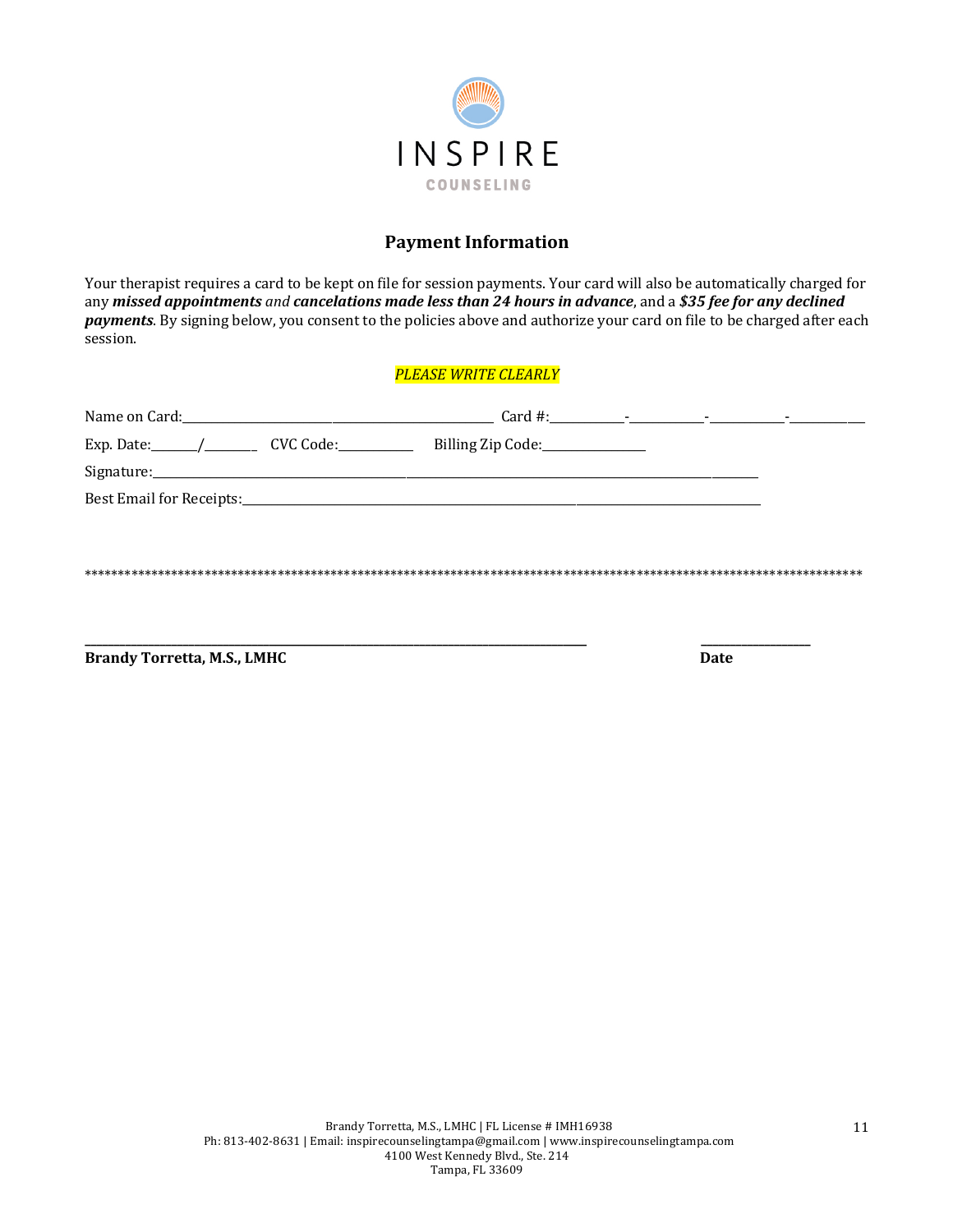INSPIRE

COUNSELING

## Payment Information

Your therapist requires a card to be kept on file for session payments. Your card will also be automatically charged for any ***missed appointments*** *and* ***cancelations made less than 24 hours in advance***, and a ***$35 fee for any declined payments***. By signing below, you consent to the policies above and authorize your card on file to be charged after each session.

*PLEASE WRITE CLEARLY*

Name on Card:_______________________________________________ Card #:___________-___________-___________-___________

Exp. Date:_______/________ CVC Code:___________ Billing Zip Code:_______________

Signature:_____________________________________________________________________________________________

Best Email for Receipts:______________________________________________________________________________

**************************************************************************************************************

______________________________________________________________________________ _________________

**Brandy Torretta, M.S., LMHC** **Date**

Brandy Torretta, M.S., LMHC | FL License # IMH16938
Ph: 813-402-8631 | Email: inspirecounselingtampa@gmail.com | www.inspirecounselingtampa.com
4100 West Kennedy Blvd., Ste. 214
Tampa, FL 33609